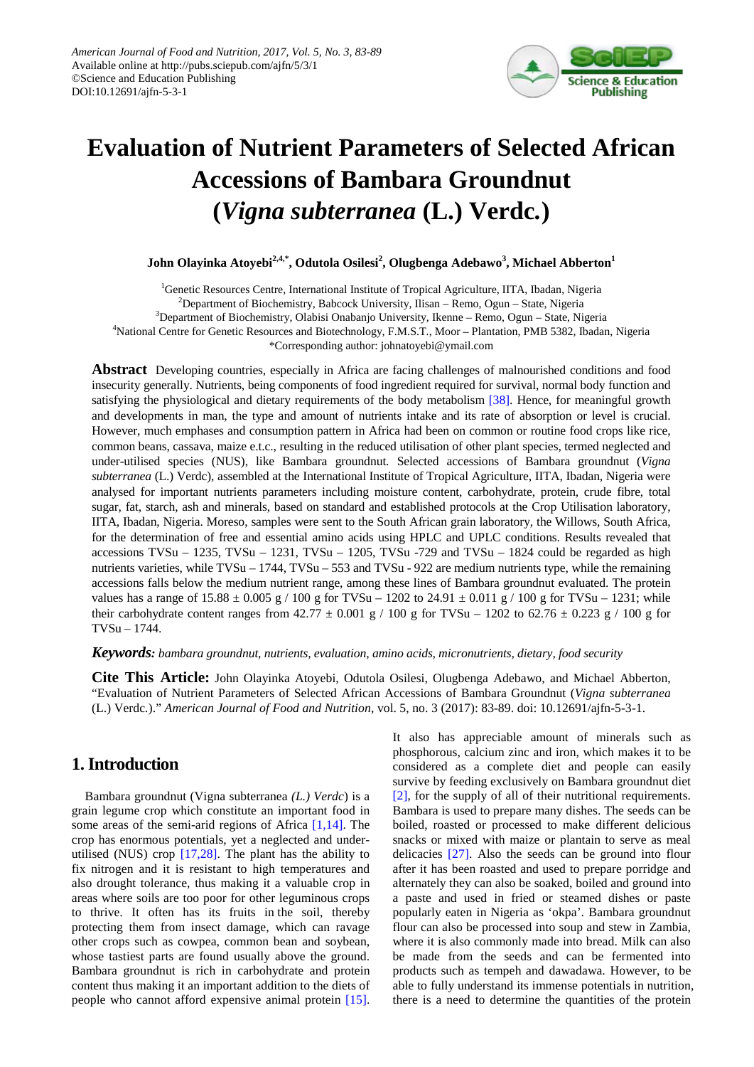# Evaluation of Nutrient Parameters of Selected African Accessions of Bambara Groundnut (*Vigna subterranea* (L.) Verdc.)

**John Olayinka Atoyebi[2,4,*], Odutola Osilesi[2], Olugbenga Adebawo[3], Michael Abberton[1]**

[1]Genetic Resources Centre, International Institute of Tropical Agriculture, IITA, Ibadan, Nigeria
[2]Department of Biochemistry, Babcock University, Ilisan – Remo, Ogun – State, Nigeria
[3]Department of Biochemistry, Olabisi Onabanjo University, Ikenne – Remo, Ogun – State, Nigeria
[4]National Centre for Genetic Resources and Biotechnology, F.M.S.T., Moor – Plantation, PMB 5382, Ibadan, Nigeria
*Corresponding author: johnatoyebi@ymail.com

**Abstract** Developing countries, especially in Africa are facing challenges of malnourished conditions and food insecurity generally. Nutrients, being components of food ingredient required for survival, normal body function and satisfying the physiological and dietary requirements of the body metabolism [38]. Hence, for meaningful growth and developments in man, the type and amount of nutrients intake and its rate of absorption or level is crucial. However, much emphases and consumption pattern in Africa had been on common or routine food crops like rice, common beans, cassava, maize e.t.c., resulting in the reduced utilisation of other plant species, termed neglected and under-utilised species (NUS), like Bambara groundnut. Selected accessions of Bambara groundnut (*Vigna subterranea* (L.) Verdc), assembled at the International Institute of Tropical Agriculture, IITA, Ibadan, Nigeria were analysed for important nutrients parameters including moisture content, carbohydrate, protein, crude fibre, total sugar, fat, starch, ash and minerals, based on standard and established protocols at the Crop Utilisation laboratory, IITA, Ibadan, Nigeria. Moreso, samples were sent to the South African grain laboratory, the Willows, South Africa, for the determination of free and essential amino acids using HPLC and UPLC conditions. Results revealed that accessions TVSu – 1235, TVSu – 1231, TVSu – 1205, TVSu -729 and TVSu – 1824 could be regarded as high nutrients varieties, while TVSu – 1744, TVSu – 553 and TVSu - 922 are medium nutrients type, while the remaining accessions falls below the medium nutrient range, among these lines of Bambara groundnut evaluated. The protein values has a range of 15.88 ± 0.005 g / 100 g for TVSu – 1202 to 24.91 ± 0.011 g / 100 g for TVSu – 1231; while their carbohydrate content ranges from 42.77 ± 0.001 g / 100 g for TVSu – 1202 to 62.76 ± 0.223 g / 100 g for TVSu – 1744.

***Keywords:*** *bambara groundnut, nutrients, evaluation, amino acids, micronutrients, dietary, food security*

**Cite This Article:** John Olayinka Atoyebi, Odutola Osilesi, Olugbenga Adebawo, and Michael Abberton, "Evaluation of Nutrient Parameters of Selected African Accessions of Bambara Groundnut (*Vigna subterranea* (L.) Verdc.)." *American Journal of Food and Nutrition*, vol. 5, no. 3 (2017): 83-89. doi: 10.12691/ajfn-5-3-1.

## 1. Introduction

Bambara groundnut (Vigna subterranea *(L.) Verdc*) is a grain legume crop which constitute an important food in some areas of the semi-arid regions of Africa [1,14]. The crop has enormous potentials, yet a neglected and under-utilised (NUS) crop [17,28]. The plant has the ability to fix nitrogen and it is resistant to high temperatures and also drought tolerance, thus making it a valuable crop in areas where soils are too poor for other leguminous crops to thrive. It often has its fruits in the soil, thereby protecting them from insect damage, which can ravage other crops such as cowpea, common bean and soybean, whose tastiest parts are found usually above the ground. Bambara groundnut is rich in carbohydrate and protein content thus making it an important addition to the diets of people who cannot afford expensive animal protein [15]. It also has appreciable amount of minerals such as phosphorous, calcium zinc and iron, which makes it to be considered as a complete diet and people can easily survive by feeding exclusively on Bambara groundnut diet [2], for the supply of all of their nutritional requirements. Bambara is used to prepare many dishes. The seeds can be boiled, roasted or processed to make different delicious snacks or mixed with maize or plantain to serve as meal delicacies [27]. Also the seeds can be ground into flour after it has been roasted and used to prepare porridge and alternately they can also be soaked, boiled and ground into a paste and used in fried or steamed dishes or paste popularly eaten in Nigeria as 'okpa'. Bambara groundnut flour can also be processed into soup and stew in Zambia, where it is also commonly made into bread. Milk can also be made from the seeds and can be fermented into products such as tempeh and dawadawa. However, to be able to fully understand its immense potentials in nutrition, there is a need to determine the quantities of the protein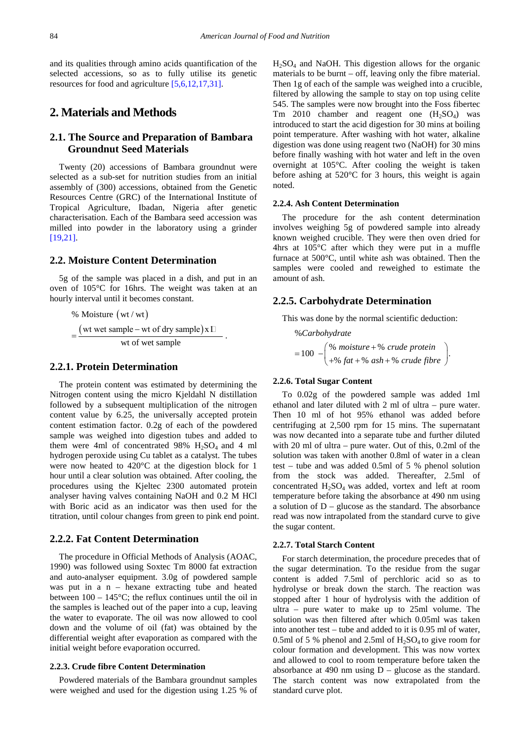and its qualities through amino acids quantification of the selected accessions, so as to fully utilise its genetic resources for food and agriculture [5,6,12,17,31].

# 2. Materials and Methods

## 2.1. The Source and Preparation of Bambara Groundnut Seed Materials

Twenty (20) accessions of Bambara groundnut were selected as a sub-set for nutrition studies from an initial assembly of (300) accessions, obtained from the Genetic Resources Centre (GRC) of the International Institute of Tropical Agriculture, Ibadan, Nigeria after genetic characterisation. Each of the Bambara seed accession was milled into powder in the laboratory using a grinder [19,21].

## 2.2. Moisture Content Determination

5g of the sample was placed in a dish, and put in an oven of 105°C for 16hrs. The weight was taken at an hourly interval until it becomes constant.

$$\% \text{ Moisture } (\text{wt}/\text{wt}) = \frac{(\text{wt wet sample} - \text{wt of dry sample}) \times 1\square}{\text{wt of wet sample}}.$$

## 2.2.1. Protein Determination

The protein content was estimated by determining the Nitrogen content using the micro Kjeldahl N distillation followed by a subsequent multiplication of the nitrogen content value by 6.25, the universally accepted protein content estimation factor. 0.2g of each of the powdered sample was weighed into digestion tubes and added to them were 4ml of concentrated 98% $H_2SO_4$ and 4 ml hydrogen peroxide using Cu tablet as a catalyst. The tubes were now heated to 420°C at the digestion block for 1 hour until a clear solution was obtained. After cooling, the procedures using the Kjeltec 2300 automated protein analyser having valves containing NaOH and 0.2 M HCl with Boric acid as an indicator was then used for the titration, until colour changes from green to pink end point.

## 2.2.2. Fat Content Determination

The procedure in Official Methods of Analysis (AOAC, 1990) was followed using Soxtec Tm 8000 fat extraction and auto-analyser equipment. 3.0g of powdered sample was put in a n – hexane extracting tube and heated between 100 – 145°C; the reflux continues until the oil in the samples is leached out of the paper into a cup, leaving the water to evaporate. The oil was now allowed to cool down and the volume of oil (fat) was obtained by the differential weight after evaporation as compared with the initial weight before evaporation occurred.

### 2.2.3. Crude fibre Content Determination

Powdered materials of the Bambara groundnut samples were weighed and used for the digestion using 1.25 % of $H_2SO_4$ and NaOH. This digestion allows for the organic materials to be burnt – off, leaving only the fibre material. Then 1g of each of the sample was weighed into a crucible, filtered by allowing the sample to stay on top using celite 545. The samples were now brought into the Foss fibertec Tm 2010 chamber and reagent one ($H_2SO_4$) was introduced to start the acid digestion for 30 mins at boiling point temperature. After washing with hot water, alkaline digestion was done using reagent two (NaOH) for 30 mins before finally washing with hot water and left in the oven overnight at 105°C. After cooling the weight is taken before ashing at 520°C for 3 hours, this weight is again noted.

### 2.2.4. Ash Content Determination

The procedure for the ash content determination involves weighing 5g of powdered sample into already known weighed crucible. They were then oven dried for 4hrs at 105°C after which they were put in a muffle furnace at 500°C, until white ash was obtained. Then the samples were cooled and reweighed to estimate the amount of ash.

## 2.2.5. Carbohydrate Determination

This was done by the normal scientific deduction:

$$\%Carbohydrate = 100 - \begin{pmatrix} \%\ moisture + \%\ crude\ protein \\ +\%\ fat + \%\ ash + \%\ crude\ fibre \end{pmatrix}.$$

### 2.2.6. Total Sugar Content

To 0.02g of the powdered sample was added 1ml ethanol and later diluted with 2 ml of ultra – pure water. Then 10 ml of hot 95% ethanol was added before centrifuging at 2,500 rpm for 15 mins. The supernatant was now decanted into a separate tube and further diluted with 20 ml of ultra – pure water. Out of this, 0.2ml of the solution was taken with another 0.8ml of water in a clean test – tube and was added 0.5ml of 5 % phenol solution from the stock was added. Thereafter, 2.5ml of concentrated $H_2SO_4$ was added, vortex and left at room temperature before taking the absorbance at 490 nm using a solution of D – glucose as the standard. The absorbance read was now intrapolated from the standard curve to give the sugar content.

### 2.2.7. Total Starch Content

For starch determination, the procedure precedes that of the sugar determination. To the residue from the sugar content is added 7.5ml of perchloric acid so as to hydrolyse or break down the starch. The reaction was stopped after 1 hour of hydrolysis with the addition of ultra – pure water to make up to 25ml volume. The solution was then filtered after which 0.05ml was taken into another test – tube and added to it is 0.95 ml of water, 0.5ml of 5 % phenol and 2.5ml of $H_2SO_4$ to give room for colour formation and development. This was now vortex and allowed to cool to room temperature before taken the absorbance at 490 nm using D – glucose as the standard. The starch content was now extrapolated from the standard curve plot.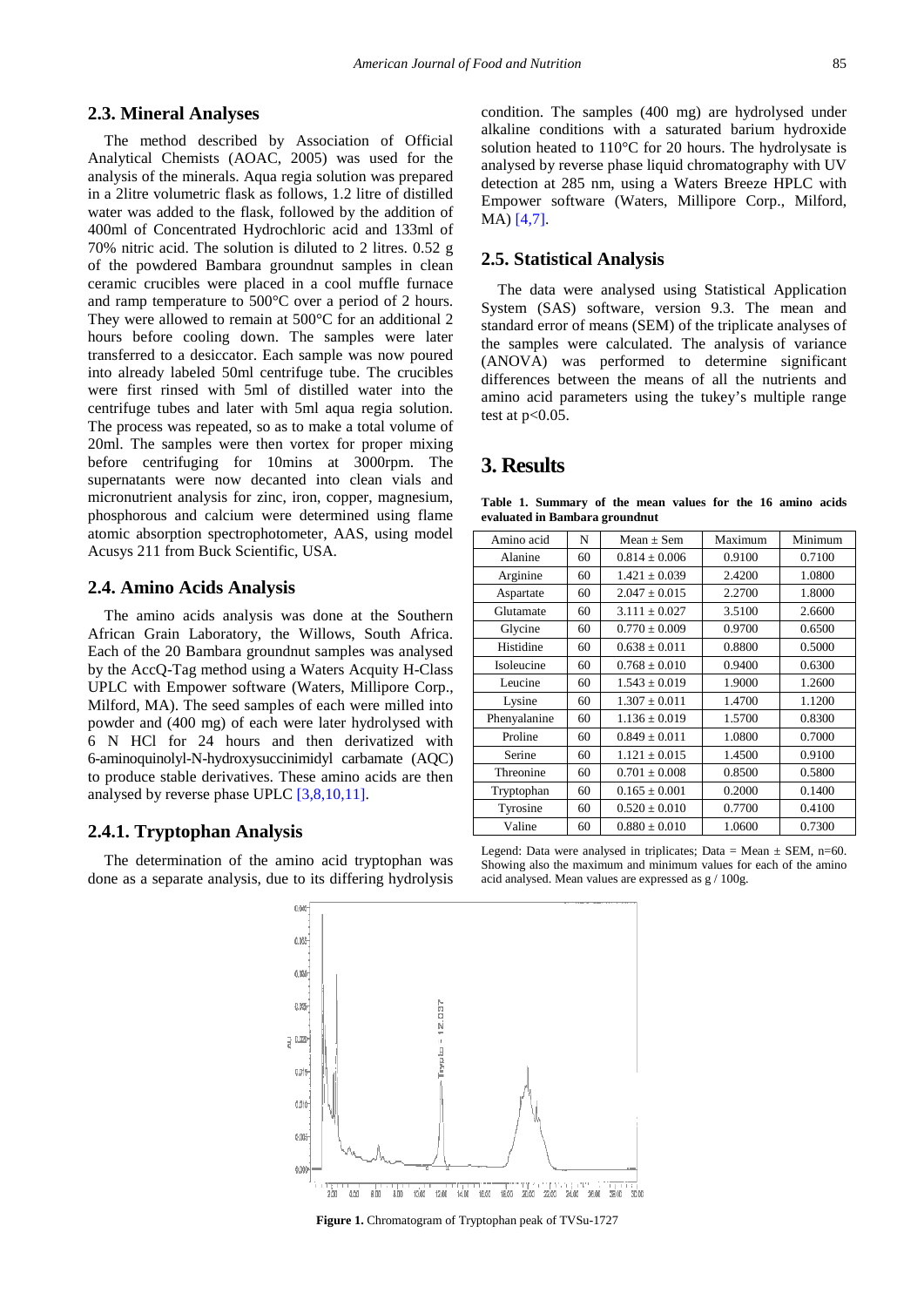### 2.3. Mineral Analyses

The method described by Association of Official Analytical Chemists (AOAC, 2005) was used for the analysis of the minerals. Aqua regia solution was prepared in a 2litre volumetric flask as follows, 1.2 litre of distilled water was added to the flask, followed by the addition of 400ml of Concentrated Hydrochloric acid and 133ml of 70% nitric acid. The solution is diluted to 2 litres. 0.52 g of the powdered Bambara groundnut samples in clean ceramic crucibles were placed in a cool muffle furnace and ramp temperature to 500°C over a period of 2 hours. They were allowed to remain at 500°C for an additional 2 hours before cooling down. The samples were later transferred to a desiccator. Each sample was now poured into already labeled 50ml centrifuge tube. The crucibles were first rinsed with 5ml of distilled water into the centrifuge tubes and later with 5ml aqua regia solution. The process was repeated, so as to make a total volume of 20ml. The samples were then vortex for proper mixing before centrifuging for 10mins at 3000rpm. The supernatants were now decanted into clean vials and micronutrient analysis for zinc, iron, copper, magnesium, phosphorous and calcium were determined using flame atomic absorption spectrophotometer, AAS, using model Acusys 211 from Buck Scientific, USA.

### 2.4. Amino Acids Analysis

The amino acids analysis was done at the Southern African Grain Laboratory, the Willows, South Africa. Each of the 20 Bambara groundnut samples was analysed by the AccQ-Tag method using a Waters Acquity H-Class UPLC with Empower software (Waters, Millipore Corp., Milford, MA). The seed samples of each were milled into powder and (400 mg) of each were later hydrolysed with 6 N HCl for 24 hours and then derivatized with 6-aminoquinolyl-N-hydroxysuccinimidyl carbamate (AQC) to produce stable derivatives. These amino acids are then analysed by reverse phase UPLC [3,8,10,11].

#### 2.4.1. Tryptophan Analysis

The determination of the amino acid tryptophan was done as a separate analysis, due to its differing hydrolysis condition. The samples (400 mg) are hydrolysed under alkaline conditions with a saturated barium hydroxide solution heated to 110°C for 20 hours. The hydrolysate is analysed by reverse phase liquid chromatography with UV detection at 285 nm, using a Waters Breeze HPLC with Empower software (Waters, Millipore Corp., Milford, MA) [4,7].

### 2.5. Statistical Analysis

The data were analysed using Statistical Application System (SAS) software, version 9.3. The mean and standard error of means (SEM) of the triplicate analyses of the samples were calculated. The analysis of variance (ANOVA) was performed to determine significant differences between the means of all the nutrients and amino acid parameters using the tukey's multiple range test at $p<0.05$.

## 3. Results

**Table 1. Summary of the mean values for the 16 amino acids evaluated in Bambara groundnut**

| Amino acid | N | Mean ± Sem | Maximum | Minimum |
|---|---|---|---|---|
| Alanine | 60 | 0.814 ± 0.006 | 0.9100 | 0.7100 |
| Arginine | 60 | 1.421 ± 0.039 | 2.4200 | 1.0800 |
| Aspartate | 60 | 2.047 ± 0.015 | 2.2700 | 1.8000 |
| Glutamate | 60 | 3.111 ± 0.027 | 3.5100 | 2.6600 |
| Glycine | 60 | 0.770 ± 0.009 | 0.9700 | 0.6500 |
| Histidine | 60 | 0.638 ± 0.011 | 0.8800 | 0.5000 |
| Isoleucine | 60 | 0.768 ± 0.010 | 0.9400 | 0.6300 |
| Leucine | 60 | 1.543 ± 0.019 | 1.9000 | 1.2600 |
| Lysine | 60 | 1.307 ± 0.011 | 1.4700 | 1.1200 |
| Phenyalanine | 60 | 1.136 ± 0.019 | 1.5700 | 0.8300 |
| Proline | 60 | 0.849 ± 0.011 | 1.0800 | 0.7000 |
| Serine | 60 | 1.121 ± 0.015 | 1.4500 | 0.9100 |
| Threonine | 60 | 0.701 ± 0.008 | 0.8500 | 0.5800 |
| Tryptophan | 60 | 0.165 ± 0.001 | 0.2000 | 0.1400 |
| Tyrosine | 60 | 0.520 ± 0.010 | 0.7700 | 0.4100 |
| Valine | 60 | 0.880 ± 0.010 | 1.0600 | 0.7300 |

Legend: Data were analysed in triplicates; Data = Mean ± SEM, n=60. Showing also the maximum and minimum values for each of the amino acid analysed. Mean values are expressed as g / 100g.

**Figure 1.** Chromatogram of Tryptophan peak of TVSu-1727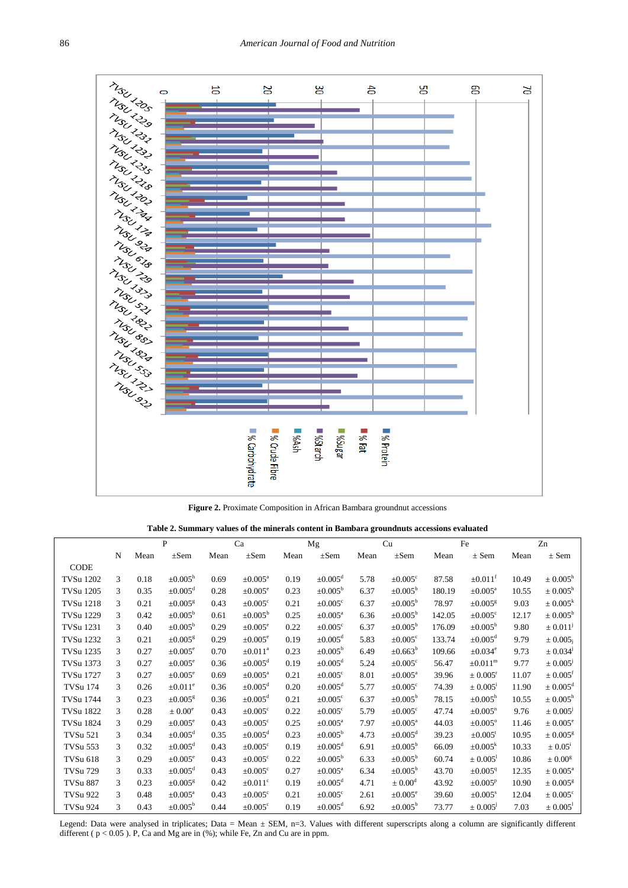Figure 2. Proximate Composition in African Bambara groundnut accessions

**Table 2. Summary values of the minerals content in Bambara groundnuts accessions evaluated**

| | | P | | Ca | | Mg | | Cu | | Fe | | Zn | |
|---|---|---|---|---|---|---|---|---|---|---|---|---|---|
| | N | Mean | ±Sem | Mean | ±Sem | Mean | ±Sem | Mean | ±Sem | Mean | ± Sem | Mean | ± Sem |
| CODE | | | | | | | | | | | | | |
| TVSu 1202 | 3 | 0.18 | ±0.005[h] | 0.69 | ±0.005[a] | 0.19 | ±0.005[d] | 5.78 | ±0.005[c] | 87.58 | ±0.011[f] | 10.49 | ± 0.005[h] |
| TVSu 1205 | 3 | 0.35 | ±0.005[d] | 0.28 | ±0.005[e] | 0.23 | ±0.005[b] | 6.37 | ±0.005[b] | 180.19 | ±0.005[a] | 10.55 | ± 0.005[h] |
| TVSu 1218 | 3 | 0.21 | ±0.005[g] | 0.43 | ±0.005[c] | 0.21 | ±0.005[c] | 6.37 | ±0.005[b] | 78.97 | ±0.005[g] | 9.03 | ± 0.005[k] |
| TVSu 1229 | 3 | 0.42 | ±0.005[b] | 0.61 | ±0.005[b] | 0.25 | ±0.005[a] | 6.36 | ±0.005[b] | 142.05 | ±0.005[c] | 12.17 | ± 0.005[b] |
| TVSu 1231 | 3 | 0.40 | ±0.005[b] | 0.29 | ±0.005[e] | 0.22 | ±0.005[c] | 6.37 | ±0.005[b] | 176.09 | ±0.005[b] | 9.80 | ± 0.011[j] |
| TVSu 1232 | 3 | 0.21 | ±0.005[g] | 0.29 | ±0.005[e] | 0.19 | ±0.005[d] | 5.83 | ±0.005[c] | 133.74 | ±0.005[d] | 9.79 | ± 0.005[j] |
| TVSu 1235 | 3 | 0.27 | ±0.005[e] | 0.70 | ±0.011[a] | 0.23 | ±0.005[b] | 6.49 | ±0.663[b] | 109.66 | ±0.034[e] | 9.73 | ± 0.034[j] |
| TVSu 1373 | 3 | 0.27 | ±0.005[e] | 0.36 | ±0.005[d] | 0.19 | ±0.005[d] | 5.24 | ±0.005[c] | 56.47 | ±0.011[m] | 9.77 | ± 0.005[j] |
| TVSu 1727 | 3 | 0.27 | ±0.005[e] | 0.69 | ±0.005[a] | 0.21 | ±0.005[c] | 8.01 | ±0.005[a] | 39.96 | ± 0.005[r] | 11.07 | ± 0.005[f] |
| TVSu 174 | 3 | 0.26 | ±0.011[e] | 0.36 | ±0.005[d] | 0.20 | ±0.005[d] | 5.77 | ±0.005[c] | 74.39 | ± 0.005[i] | 11.90 | ± 0.005[d] |
| TVSu 1744 | 3 | 0.23 | ±0.005[g] | 0.36 | ±0.005[d] | 0.21 | ±0.005[c] | 6.37 | ±0.005[b] | 78.15 | ±0.005[h] | 10.55 | ± 0.005[h] |
| TVSu 1822 | 3 | 0.28 | ± 0.00[e] | 0.43 | ±0.005[c] | 0.22 | ±0.005[c] | 5.79 | ±0.005[c] | 47.74 | ±0.005[n] | 9.76 | ± 0.005[j] |
| TVSu 1824 | 3 | 0.29 | ±0.005[e] | 0.43 | ±0.005[c] | 0.25 | ±0.005[a] | 7.97 | ±0.005[a] | 44.03 | ±0.005[o] | 11.46 | ± 0.005[e] |
| TVSu 521 | 3 | 0.34 | ±0.005[d] | 0.35 | ±0.005[d] | 0.23 | ±0.005[b] | 4.73 | ±0.005[d] | 39.23 | ±0.005[t] | 10.95 | ± 0.005[g] |
| TVSu 553 | 3 | 0.32 | ±0.005[d] | 0.43 | ±0.005[c] | 0.19 | ±0.005[d] | 6.91 | ±0.005[b] | 66.09 | ±0.005[k] | 10.33 | ± 0.05[i] |
| TVSu 618 | 3 | 0.29 | ±0.005[e] | 0.43 | ±0.005[c] | 0.22 | ±0.005[b] | 6.33 | ±0.005[b] | 60.74 | ± 0.005[l] | 10.86 | ± 0.00[g] |
| TVSu 729 | 3 | 0.33 | ±0.005[d] | 0.43 | ±0.005[c] | 0.27 | ±0.005[a] | 6.34 | ±0.005[b] | 43.70 | ±0.005[q] | 12.35 | ± 0.005[a] |
| TVSu 887 | 3 | 0.23 | ±0.005[g] | 0.42 | ±0.011[c] | 0.19 | ±0.005[d] | 4.71 | ± 0.00[d] | 43.92 | ±0.005[p] | 10.90 | ± 0.005[g] |
| TVSu 922 | 3 | 0.48 | ±0.005[a] | 0.43 | ±0.005[c] | 0.21 | ±0.005[c] | 2.61 | ±0.005[e] | 39.60 | ±0.005[s] | 12.04 | ± 0.005[c] |
| TVSu 924 | 3 | 0.43 | ±0.005[b] | 0.44 | ±0.005[c] | 0.19 | ±0.005[d] | 6.92 | ±0.005[b] | 73.77 | ± 0.005[j] | 7.03 | ± 0.005[l] |

Legend: Data were analysed in triplicates; Data = Mean ± SEM, n=3. Values with different superscripts along a column are significantly different different ( $p < 0.05$ ). P, Ca and Mg are in (%); while Fe, Zn and Cu are in ppm.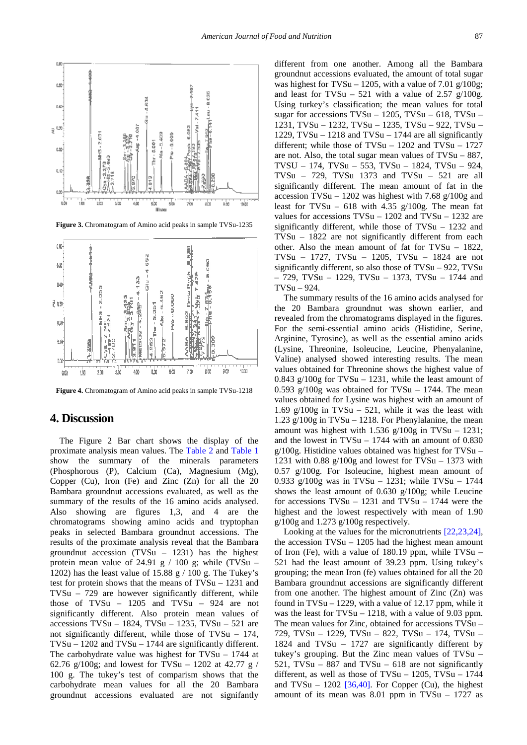Figure 3. Chromatogram of Amino acid peaks in sample TVSu-1235

Figure 4. Chromatogram of Amino acid peaks in sample TVSu-1218

## 4. Discussion

The Figure 2 Bar chart shows the display of the proximate analysis mean values. The Table 2 and Table 1 show the summary of the minerals parameters (Phosphorous (P), Calcium (Ca), Magnesium (Mg), Copper (Cu), Iron (Fe) and Zinc (Zn) for all the 20 Bambara groundnut accessions evaluated, as well as the summary of the results of the 16 amino acids analysed. Also showing are figures 1,3, and 4 are the chromatograms showing amino acids and tryptophan peaks in selected Bambara groundnut accessions. The results of the proximate analysis reveal that the Bambara groundnut accession (TVSu – 1231) has the highest protein mean value of 24.91 g / 100 g; while (TVSu – 1202) has the least value of 15.88 g / 100 g. The Tukey's test for protein shows that the means of TVSu – 1231 and TVSu – 729 are however significantly different, while those of TVSu – 1205 and TVSu – 924 are not significantly different. Also protein mean values of accessions TVSu – 1824, TVSu – 1235, TVSu – 521 are not significantly different, while those of TVSu – 174, TVSu – 1202 and TVSu – 1744 are significantly different. The carbohydrate value was highest for TVSu – 1744 at 62.76 g/100g; and lowest for TVSu – 1202 at 42.77 g / 100 g. The tukey's test of comparism shows that the carbohydrate mean values for all the 20 Bambara groundnut accessions evaluated are not signifantly different from one another. Among all the Bambara groundnut accessions evaluated, the amount of total sugar was highest for TVSu – 1205, with a value of 7.01 g/100g; and least for TVSu – 521 with a value of 2.57 g/100g. Using turkey's classification; the mean values for total sugar for accessions TVSu – 1205, TVSu – 618, TVSu – 1231, TVSu – 1232, TVSu – 1235, TVSu – 922, TVSu – 1229, TVSu – 1218 and TVSu – 1744 are all significantly different; while those of TVSu – 1202 and TVSu – 1727 are not. Also, the total sugar mean values of TVSu – 887, TVSU – 174, TVSu – 553, TVSu – 1824, TVSu – 924, TVSu – 729, TVSu 1373 and TVSu – 521 are all significantly different. The mean amount of fat in the accession TVSu – 1202 was highest with 7.68 g/100g and least for TVSu – 618 with 4.35 g/100g. The mean fat values for accessions TVSu – 1202 and TVSu – 1232 are significantly different, while those of TVSu – 1232 and TVSu – 1822 are not significantly different from each other. Also the mean amount of fat for TVSu – 1822, TVSu – 1727, TVSu – 1205, TVSu – 1824 are not significantly different, so also those of TVSu – 922, TVSu – 729, TVSu – 1229, TVSu – 1373, TVSu – 1744 and TVSu – 924.

The summary results of the 16 amino acids analysed for the 20 Bambara groundnut was shown earlier, and revealed from the chromatograms displayed in the figures. For the semi-essential amino acids (Histidine, Serine, Arginine, Tyrosine), as well as the essential amino acids (Lysine, Threonine, Isoleucine, Leucine, Phenyalanine, Valine) analysed showed interesting results. The mean values obtained for Threonine shows the highest value of 0.843 g/100g for TVSu – 1231, while the least amount of 0.593 g/100g was obtained for TVSu – 1744. The mean values obtained for Lysine was highest with an amount of 1.69 g/100g in TVSu – 521, while it was the least with 1.23 g/100g in TVSu – 1218. For Phenylalanine, the mean amount was highest with 1.536 g/100g in TVSu – 1231; and the lowest in TVSu – 1744 with an amount of 0.830 g/100g. Histidine values obtained was highest for TVSu – 1231 with 0.88 g/100g and lowest for TVSu – 1373 with 0.57 g/100g. For Isoleucine, highest mean amount of 0.933 g/100g was in TVSu – 1231; while TVSu – 1744 shows the least amount of 0.630 g/100g; while Leucine for accessions TVSu – 1231 and TVSu – 1744 were the highest and the lowest respectively with mean of 1.90 g/100g and 1.273 g/100g respectively.

Looking at the values for the micronutrients [22,23,24], the accession TVSu – 1205 had the highest mean amount of Iron (Fe), with a value of 180.19 ppm, while TVSu – 521 had the least amount of 39.23 ppm. Using tukey's grouping; the mean Iron (fe) values obtained for all the 20 Bambara groundnut accessions are significantly different from one another. The highest amount of Zinc (Zn) was found in TVSu – 1229, with a value of 12.17 ppm, while it was the least for TVSu – 1218, with a value of 9.03 ppm. The mean values for Zinc, obtained for accessions TVSu – 729, TVSu – 1229, TVSu – 822, TVSu – 174, TVSu – 1824 and TVSu – 1727 are significantly different by tukey's grouping. But the Zinc mean values of TVSu – 521, TVSu – 887 and TVSu – 618 are not significantly different, as well as those of TVSu – 1205, TVSu – 1744 and TVSu – 1202 [36,40]. For Copper (Cu), the highest amount of its mean was 8.01 ppm in TVSu – 1727 as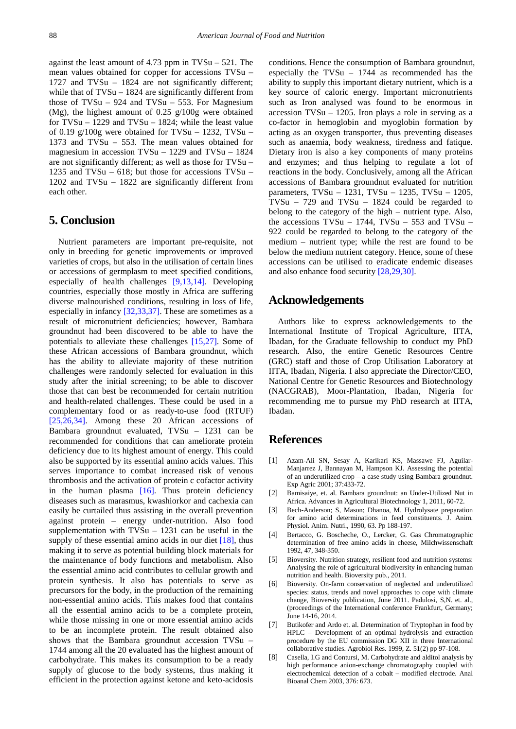against the least amount of 4.73 ppm in TVSu – 521. The mean values obtained for copper for accessions TVSu – 1727 and TVSu – 1824 are not significantly different; while that of TVSu – 1824 are significantly different from those of TVSu – 924 and TVSu – 553. For Magnesium (Mg), the highest amount of 0.25 g/100g were obtained for TVSu – 1229 and TVSu – 1824; while the least value of 0.19 g/100g were obtained for TVSu – 1232, TVSu – 1373 and TVSu – 553. The mean values obtained for magnesium in accession TVSu – 1229 and TVSu – 1824 are not significantly different; as well as those for TVSu – 1235 and TVSu – 618; but those for accessions TVSu – 1202 and TVSu – 1822 are significantly different from each other.

## 5. Conclusion

Nutrient parameters are important pre-requisite, not only in breeding for genetic improvements or improved varieties of crops, but also in the utilisation of certain lines or accessions of germplasm to meet specified conditions, especially of health challenges [9,13,14]. Developing countries, especially those mostly in Africa are suffering diverse malnourished conditions, resulting in loss of life, especially in infancy [32,33,37]. These are sometimes as a result of micronutrient deficiencies; however, Bambara groundnut had been discovered to be able to have the potentials to alleviate these challenges [15,27]. Some of these African accessions of Bambara groundnut, which has the ability to alleviate majority of these nutrition challenges were randomly selected for evaluation in this study after the initial screening; to be able to discover those that can best be recommended for certain nutrition and health-related challenges. These could be used in a complementary food or as ready-to-use food (RTUF) [25,26,34]. Among these 20 African accessions of Bambara groundnut evaluated, TVSu – 1231 can be recommended for conditions that can ameliorate protein deficiency due to its highest amount of energy. This could also be supported by its essential amino acids values. This serves importance to combat increased risk of venous thrombosis and the activation of protein c cofactor activity in the human plasma [16]. Thus protein deficiency diseases such as marasmus, kwashiorkor and cachexia can easily be curtailed thus assisting in the overall prevention against protein – energy under-nutrition. Also food supplementation with TVSu – 1231 can be useful in the supply of these essential amino acids in our diet [18], thus making it to serve as potential building block materials for the maintenance of body functions and metabolism. Also the essential amino acid contributes to cellular growth and protein synthesis. It also has potentials to serve as precursors for the body, in the production of the remaining non-essential amino acids. This makes food that contains all the essential amino acids to be a complete protein, while those missing in one or more essential amino acids to be an incomplete protein. The result obtained also shows that the Bambara groundnut accession TVSu – 1744 among all the 20 evaluated has the highest amount of carbohydrate. This makes its consumption to be a ready supply of glucose to the body systems, thus making it efficient in the protection against ketone and keto-acidosis conditions. Hence the consumption of Bambara groundnut, especially the TVSu – 1744 as recommended has the ability to supply this important dietary nutrient, which is a key source of caloric energy. Important micronutrients such as Iron analysed was found to be enormous in accession TVSu – 1205. Iron plays a role in serving as a co-factor in hemoglobin and myoglobin formation by acting as an oxygen transporter, thus preventing diseases such as anaemia, body weakness, tiredness and fatique. Dietary iron is also a key components of many proteins and enzymes; and thus helping to regulate a lot of reactions in the body. Conclusively, among all the African accessions of Bambara groundnut evaluated for nutrition parameters, TVSu – 1231, TVSu – 1235, TVSu – 1205, TVSu – 729 and TVSu – 1824 could be regarded to belong to the category of the high – nutrient type. Also, the accessions TVSu – 1744, TVSu – 553 and TVSu – 922 could be regarded to belong to the category of the medium – nutrient type; while the rest are found to be below the medium nutrient category. Hence, some of these accessions can be utilised to eradicate endemic diseases and also enhance food security [28,29,30].

## Acknowledgements

Authors like to express acknowledgements to the International Institute of Tropical Agriculture, IITA, Ibadan, for the Graduate fellowship to conduct my PhD research. Also, the entire Genetic Resources Centre (GRC) staff and those of Crop Utilisation Laboratory at IITA, Ibadan, Nigeria. I also appreciate the Director/CEO, National Centre for Genetic Resources and Biotechnology (NACGRAB), Moor-Plantation, Ibadan, Nigeria for recommending me to pursue my PhD research at IITA, Ibadan.

## References

[1] Azam-Ali SN, Sesay A, Karikari KS, Massawe FJ, Aguilar-Manjarrez J, Bannayan M, Hampson KJ. Assessing the potential of an underutilized crop – a case study using Bambara groundnut. Exp Agric 2001; 37:433-72.

[2] Bamisaiye, et. al. Bambara groundnut: an Under-Utilized Nut in Africa. Advances in Agricultural Biotechnology 1, 2011, 60-72.

[3] Bech-Anderson; S, Mason; Dhanoa, M. Hydrolysate preparation for amino acid determinations in feed constituents. J. Anim. Physiol. Anim. Nutri., 1990, 63. Pp 188-197.

[4] Bertacco, G. Boscheche, O., Lercker, G. Gas Chromatographic determination of free amino acids in cheese, Milchwissenschaft 1992, 47, 348-350.

[5] Bioversity. Nutrition strategy, resilient food and nutrition systems: Analysing the role of agricultural biodiversity in enhancing human nutrition and health. Bioversity pub., 2011.

[6] Bioversity. On-farm conservation of neglected and underutilized species: status, trends and novel approaches to cope with climate change, Bioversity publication, June 2011. Padulosi, S,N. et. al., (proceedings of the International conference Frankfurt, Germany; June 14-16, 2014.

[7] Butikofer and Ardo et. al. Determination of Tryptophan in food by HPLC – Development of an optimal hydrolysis and extraction procedure by the EU commission DG XII in three International collaborative studies. Agrobiol Res. 1999, Z. 51(2) pp 97-108.

[8] Casella, I.G and Contursi, M. Carbohydrate and alditol analysis by high performance anion-exchange chromatography coupled with electrochemical detection of a cobalt – modified electrode. Anal Bioanal Chem 2003, 376: 673.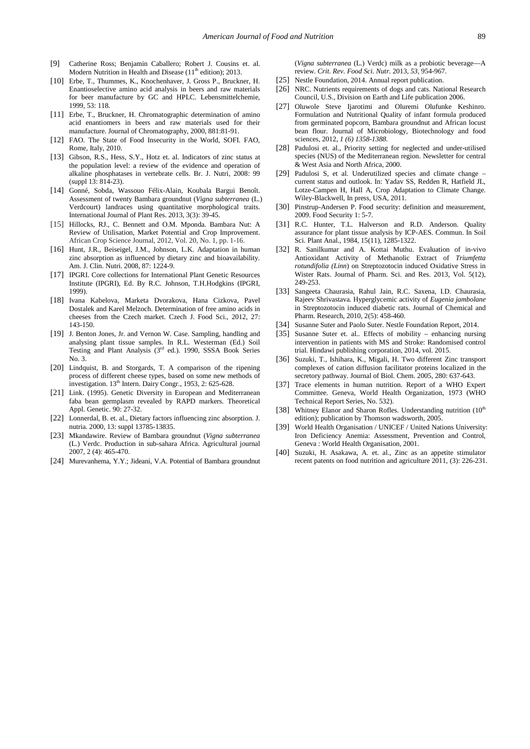[9] Catherine Ross; Benjamin Caballero; Robert J. Cousins et. al. Modern Nutrition in Health and Disease (11th edition); 2013.

[10] Erbe, T., Thummes, K., Kochenhaver, J. Gross P., Bruckner, H. Enantioselective amino acid analysis in beers and raw materials for beer manufacture by GC and HPLC. Lebensmittelchemie, 1999, 53: 118.

[11] Erbe, T., Bruckner, H. Chromatographic determination of amino acid enantiomers in beers and raw materials used for their manufacture. Journal of Chromatography, 2000, 881:81-91.

[12] FAO. The State of Food Insecurity in the World, SOFI. FAO, Rome, Italy, 2010.

[13] Gibson, R.S., Hess, S.Y., Hotz et. al. Indicators of zinc status at the population level: a review of the evidence and operation of alkaline phosphatases in vertebrate cells. Br. J. Nutri, 2008: 99 (suppl 13: 814-23).

[14] Gonné, Sobda, Wassouo Félix-Alain, Koubala Bargui Benoît. Assessment of twenty Bambara groundnut (*Vigna subterranea* (L.) Verdcourt) landraces using quantitative morphological traits. International Journal of Plant Res. 2013, 3(3): 39-45.

[15] Hillocks, RJ., C. Bennett and O.M. Mponda. Bambara Nut: A Review of Utilisation, Market Potential and Crop Improvement. African Crop Science Journal, 2012, Vol. 20, No. 1, pp. 1-16.

[16] Hunt, J.R., Beiseigel, J.M., Johnson, L.K. Adaptation in human zinc absorption as influenced by dietary zinc and bioavailability. Am. J. Clin. Nutri. 2008, 87: 1224-9.

[17] IPGRI. Core collections for International Plant Genetic Resources Institute (IPGRI), Ed. By R.C. Johnson, T.H.Hodgkins (IPGRI, 1999).

[18] Ivana Kabelova, Marketa Dvorakova, Hana Cizkova, Pavel Dostalek and Karel Melzoch. Determination of free amino acids in cheeses from the Czech market. Czech J. Food Sci., 2012, 27: 143-150.

[19] J. Benton Jones, Jr. and Vernon W. Case. Sampling, handling and analysing plant tissue samples. In R.L. Westerman (Ed.) Soil Testing and Plant Analysis (3rd ed.). 1990, SSSA Book Series No. 3.

[20] Lindquist, B. and Storgards, T. A comparison of the ripening process of different cheese types, based on some new methods of investigation. 13th Intern. Dairy Congr., 1953, 2: 625-628.

[21] Link. (1995). Genetic Diversity in European and Mediterranean faba bean germplasm revealed by RAPD markers. Theoretical Appl. Genetic. 90: 27-32.

[22] Lonnerdal, B. et. al., Dietary factors influencing zinc absorption. J. nutria. 2000, 13: suppl 13785-13835.

[23] Mkandawire. Review of Bambara groundnut (*Vigna subterranea* (L.) Verdc. Production in sub-sahara Africa. Agricultural journal 2007, 2 (4): 465-470.

[24] Murevanhema, Y.Y.; Jideani, V.A. Potential of Bambara groundnut (*Vigna subterranea* (L.) Verdc) milk as a probiotic beverage—A review. *Crit. Rev. Food Sci. Nutr.* 2013, *53*, 954-967.

[25] Nestle Foundation, 2014. Annual report publication.

[26] NRC. Nutrients requirements of dogs and cats. National Research Council, U.S., Division on Earth and Life publication 2006.

[27] Oluwole Steve Ijarotimi and Oluremi Olufunke Keshinro. Formulation and Nutritional Quality of infant formula produced from germinated popcorn, Bambara groundnut and African locust bean flour. Journal of Microbiology, Biotechnology and food sciences, 2012, *1 (6) 1358-1388.*

[28] Padulosi et. al., Priority setting for neglected and under-utilised species (NUS) of the Mediterranean region. Newsletter for central & West Asia and North Africa, 2000.

[29] Padulosi S, et al. Underutilized species and climate change – current status and outlook. In: Yadav SS, Redden R, Hatfield JL, Lotze-Campen H, Hall A, Crop Adaptation to Climate Change. Wiley-Blackwell, In press, USA, 2011.

[30] Pinstrup-Andersen P. Food security: definition and measurement, 2009. Food Security 1: 5-7.

[31] R.C. Hunter, T.L. Halverson and R.D. Anderson. Quality assurance for plant tissue analysis by ICP-AES. Commun. In Soil Sci. Plant Anal., 1984, 15(11), 1285-1322.

[32] R. Sanilkumar and A. Kottai Muthu. Evaluation of in-vivo Antioxidant Activity of Methanolic Extract of *Triumfetta rotundifolia (Linn*) on Streptozotocin induced Oxidative Stress in Wister Rats. Journal of Pharm. Sci. and Res. 2013, Vol. 5(12), 249-253.

[33] Sangeeta Chaurasia, Rahul Jain, R.C. Saxena, I.D. Chaurasia, Rajeev Shrivastava. Hyperglycemic activity of *Eugenia jambolane* in Streptozotocin induced diabetic rats. Journal of Chemical and Pharm. Research, 2010, 2(5): 458-460.

[34] Susanne Suter and Paolo Suter. Nestle Foundation Report, 2014.

[35] Susanne Suter et. al.. Effects of mobility – enhancing nursing intervention in patients with MS and Stroke: Randomised control trial. Hindawi publishing corporation, 2014, vol. 2015.

[36] Suzuki, T., Ishihara, K., Migali, H. Two different Zinc transport complexes of cation diffusion facilitator proteins localized in the secretory pathway. Journal of Biol. Chem. 2005, 280: 637-643.

[37] Trace elements in human nutrition. Report of a WHO Expert Committee. Geneva, World Health Organization, 1973 (WHO Technical Report Series, No. 532).

[38] Whitney Elanor and Sharon Rofles. Understanding nutrition (10th edition); publication by Thomson wadsworth, 2005.

[39] World Health Organisation / UNICEF / United Nations University: Iron Deficiency Anemia: Assessment, Prevention and Control, Geneva : World Health Organisation, 2001.

[40] Suzuki, H. Asakawa, A. et. al., Zinc as an appetite stimulator recent patents on food nutrition and agriculture 2011, (3): 226-231.